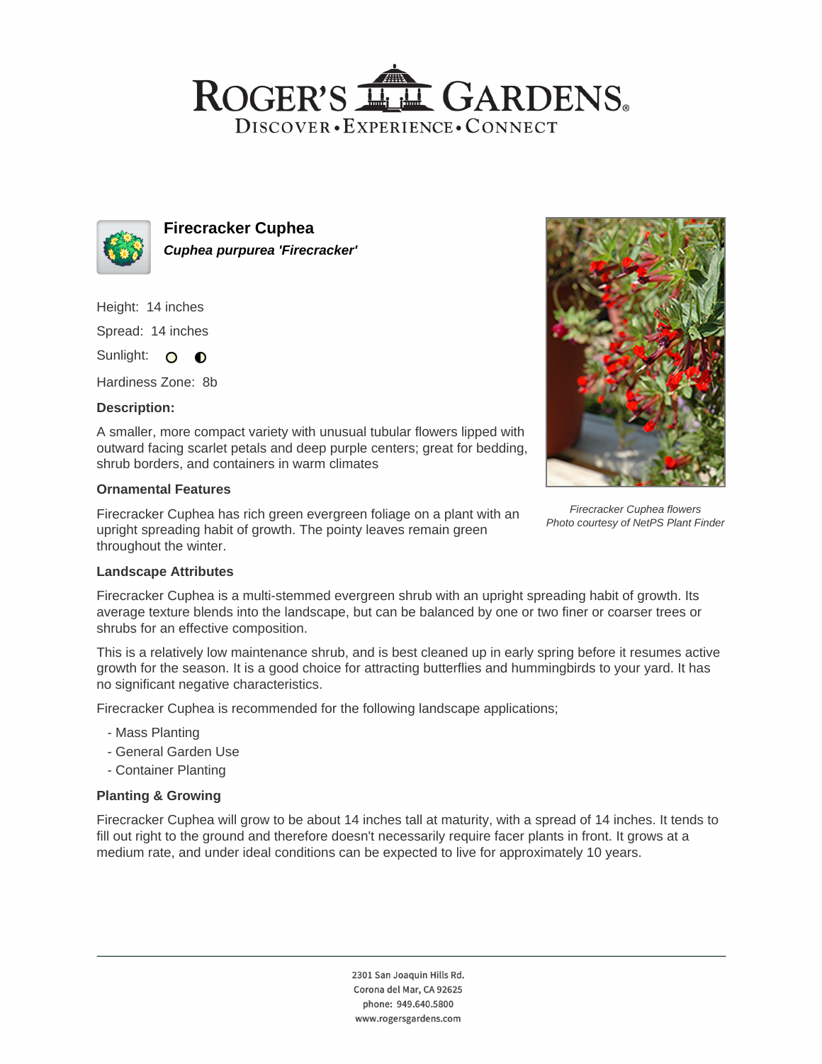# ROGER'S GARDENS

DISCOVER • EXPERIENCE • CONNECT

## Firecracker Cuphea

***Cuphea purpurea 'Firecracker'***

Height: 14 inches

Spread: 14 inches

Sunlight: 

Hardiness Zone: 8b

**Description:**

A smaller, more compact variety with unusual tubular flowers lipped with outward facing scarlet petals and deep purple centers; great for bedding, shrub borders, and containers in warm climates

*Firecracker Cuphea flowers*
*Photo courtesy of NetPS Plant Finder*

### Ornamental Features

Firecracker Cuphea has rich green evergreen foliage on a plant with an upright spreading habit of growth. The pointy leaves remain green throughout the winter.

### Landscape Attributes

Firecracker Cuphea is a multi-stemmed evergreen shrub with an upright spreading habit of growth. Its average texture blends into the landscape, but can be balanced by one or two finer or coarser trees or shrubs for an effective composition.

This is a relatively low maintenance shrub, and is best cleaned up in early spring before it resumes active growth for the season. It is a good choice for attracting butterflies and hummingbirds to your yard. It has no significant negative characteristics.

Firecracker Cuphea is recommended for the following landscape applications;

- Mass Planting
- General Garden Use
- Container Planting

### Planting & Growing

Firecracker Cuphea will grow to be about 14 inches tall at maturity, with a spread of 14 inches. It tends to fill out right to the ground and therefore doesn't necessarily require facer plants in front. It grows at a medium rate, and under ideal conditions can be expected to live for approximately 10 years.

2301 San Joaquin Hills Rd.
Corona del Mar, CA 92625
phone: 949.640.5800
www.rogersgardens.com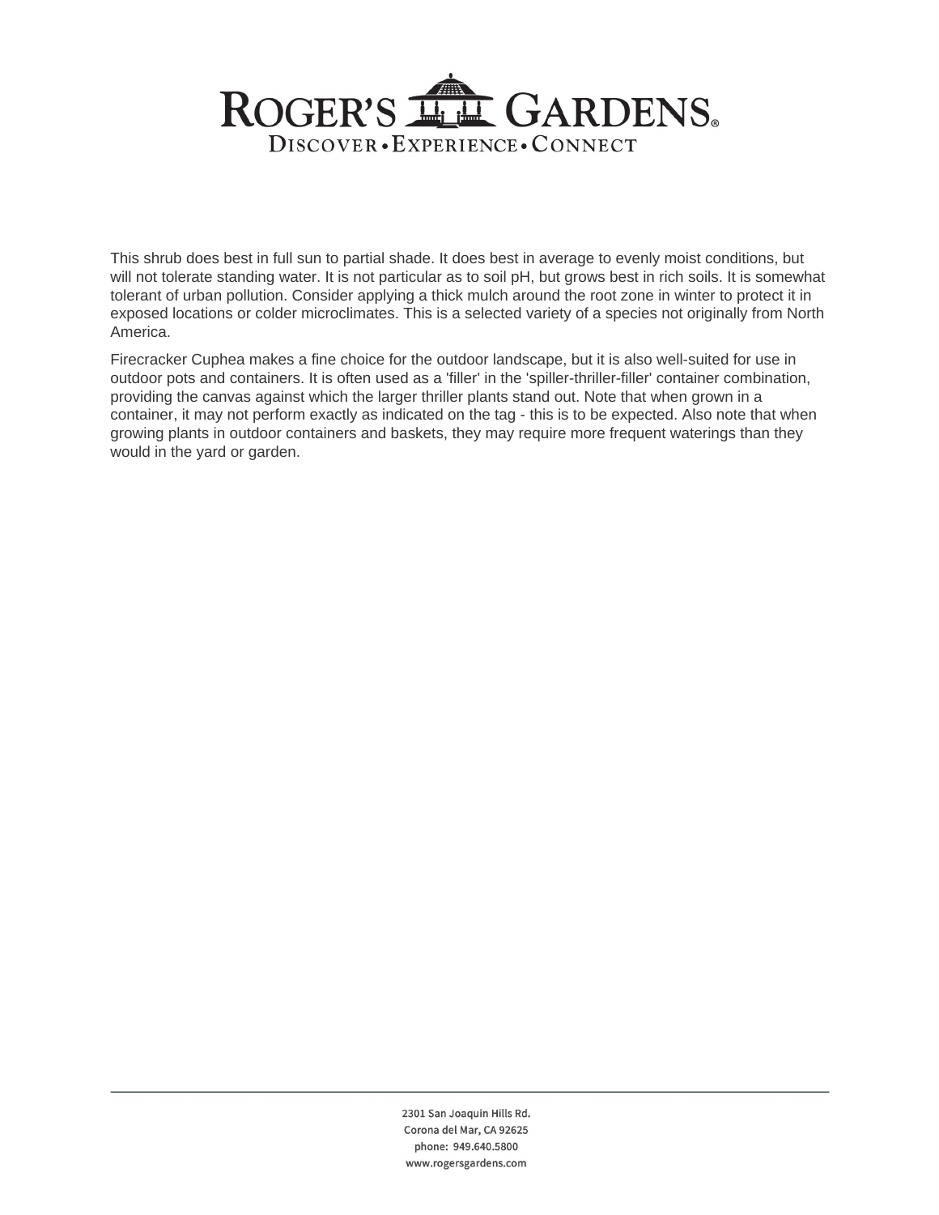This shrub does best in full sun to partial shade. It does best in average to evenly moist conditions, but will not tolerate standing water. It is not particular as to soil pH, but grows best in rich soils. It is somewhat tolerant of urban pollution. Consider applying a thick mulch around the root zone in winter to protect it in exposed locations or colder microclimates. This is a selected variety of a species not originally from North America.

Firecracker Cuphea makes a fine choice for the outdoor landscape, but it is also well-suited for use in outdoor pots and containers. It is often used as a 'filler' in the 'spiller-thriller-filler' container combination, providing the canvas against which the larger thriller plants stand out. Note that when grown in a container, it may not perform exactly as indicated on the tag - this is to be expected. Also note that when growing plants in outdoor containers and baskets, they may require more frequent waterings than they would in the yard or garden.